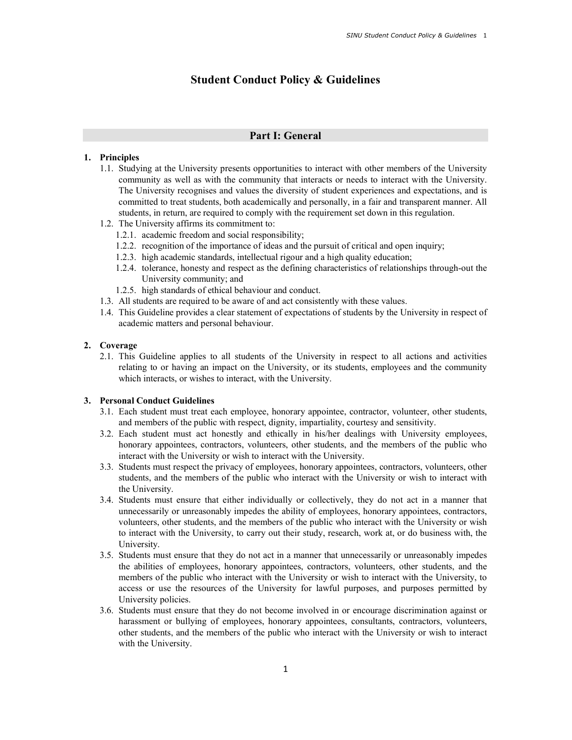# Student Conduct Policy & Guidelines

## Part I: General

**1. Principles**

1.1. Studying at the University presents opportunities to interact with other members of the University community as well as with the community that interacts or needs to interact with the University. The University recognises and values the diversity of student experiences and expectations, and is committed to treat students, both academically and personally, in a fair and transparent manner. All students, in return, are required to comply with the requirement set down in this regulation.

1.2. The University affirms its commitment to:

- 1.2.1. academic freedom and social responsibility;
- 1.2.2. recognition of the importance of ideas and the pursuit of critical and open inquiry;
- 1.2.3. high academic standards, intellectual rigour and a high quality education;
- 1.2.4. tolerance, honesty and respect as the defining characteristics of relationships through-out the University community; and
- 1.2.5. high standards of ethical behaviour and conduct.

1.3. All students are required to be aware of and act consistently with these values.

1.4. This Guideline provides a clear statement of expectations of students by the University in respect of academic matters and personal behaviour.

**2. Coverage**

2.1. This Guideline applies to all students of the University in respect to all actions and activities relating to or having an impact on the University, or its students, employees and the community which interacts, or wishes to interact, with the University.

**3. Personal Conduct Guidelines**

3.1. Each student must treat each employee, honorary appointee, contractor, volunteer, other students, and members of the public with respect, dignity, impartiality, courtesy and sensitivity.

3.2. Each student must act honestly and ethically in his/her dealings with University employees, honorary appointees, contractors, volunteers, other students, and the members of the public who interact with the University or wish to interact with the University.

3.3. Students must respect the privacy of employees, honorary appointees, contractors, volunteers, other students, and the members of the public who interact with the University or wish to interact with the University.

3.4. Students must ensure that either individually or collectively, they do not act in a manner that unnecessarily or unreasonably impedes the ability of employees, honorary appointees, contractors, volunteers, other students, and the members of the public who interact with the University or wish to interact with the University, to carry out their study, research, work at, or do business with, the University.

3.5. Students must ensure that they do not act in a manner that unnecessarily or unreasonably impedes the abilities of employees, honorary appointees, contractors, volunteers, other students, and the members of the public who interact with the University or wish to interact with the University, to access or use the resources of the University for lawful purposes, and purposes permitted by University policies.

3.6. Students must ensure that they do not become involved in or encourage discrimination against or harassment or bullying of employees, honorary appointees, consultants, contractors, volunteers, other students, and the members of the public who interact with the University or wish to interact with the University.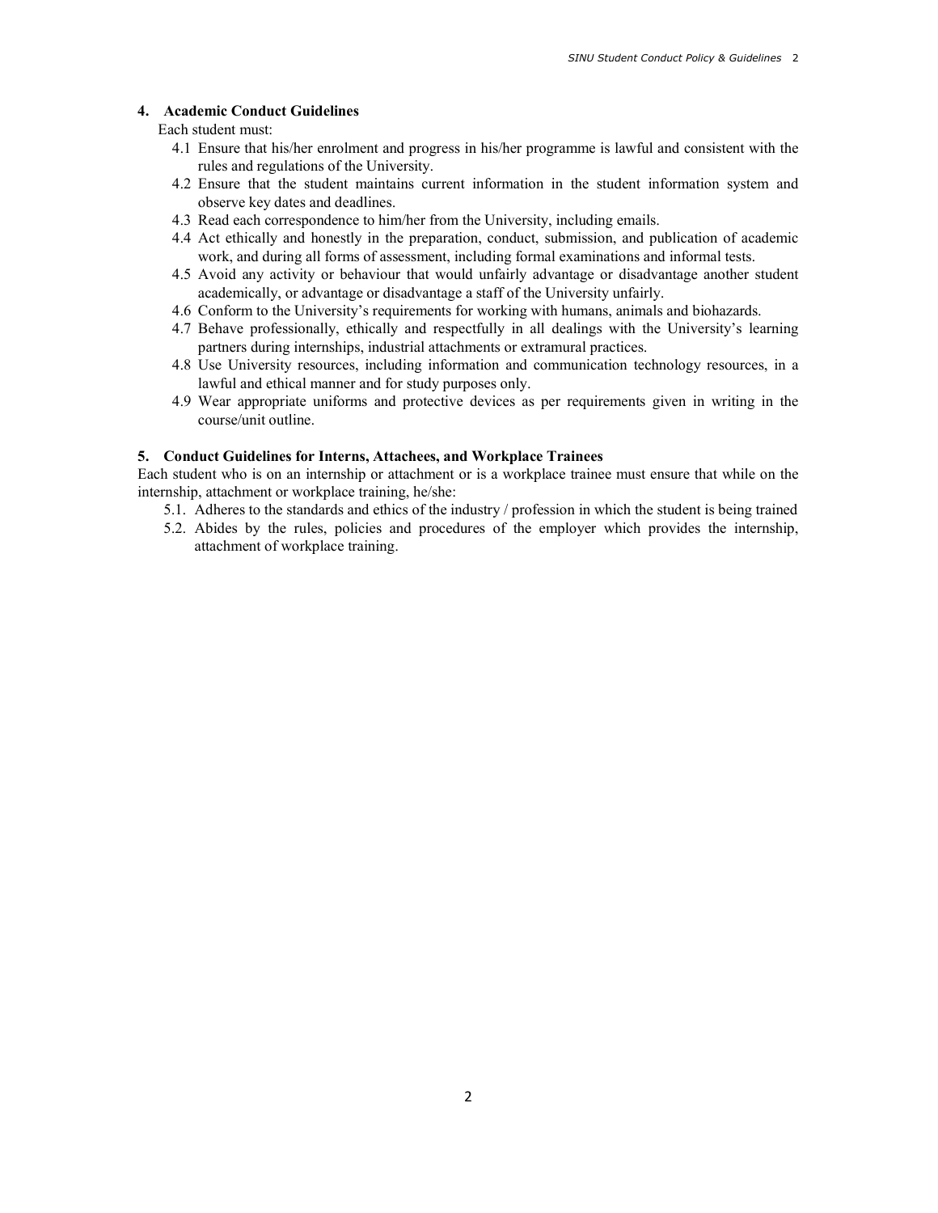## 4. Academic Conduct Guidelines

Each student must:

4.1 Ensure that his/her enrolment and progress in his/her programme is lawful and consistent with the rules and regulations of the University.

4.2 Ensure that the student maintains current information in the student information system and observe key dates and deadlines.

4.3 Read each correspondence to him/her from the University, including emails.

4.4 Act ethically and honestly in the preparation, conduct, submission, and publication of academic work, and during all forms of assessment, including formal examinations and informal tests.

4.5 Avoid any activity or behaviour that would unfairly advantage or disadvantage another student academically, or advantage or disadvantage a staff of the University unfairly.

4.6 Conform to the University's requirements for working with humans, animals and biohazards.

4.7 Behave professionally, ethically and respectfully in all dealings with the University's learning partners during internships, industrial attachments or extramural practices.

4.8 Use University resources, including information and communication technology resources, in a lawful and ethical manner and for study purposes only.

4.9 Wear appropriate uniforms and protective devices as per requirements given in writing in the course/unit outline.

## 5. Conduct Guidelines for Interns, Attachees, and Workplace Trainees

Each student who is on an internship or attachment or is a workplace trainee must ensure that while on the internship, attachment or workplace training, he/she:

5.1. Adheres to the standards and ethics of the industry / profession in which the student is being trained

5.2. Abides by the rules, policies and procedures of the employer which provides the internship, attachment of workplace training.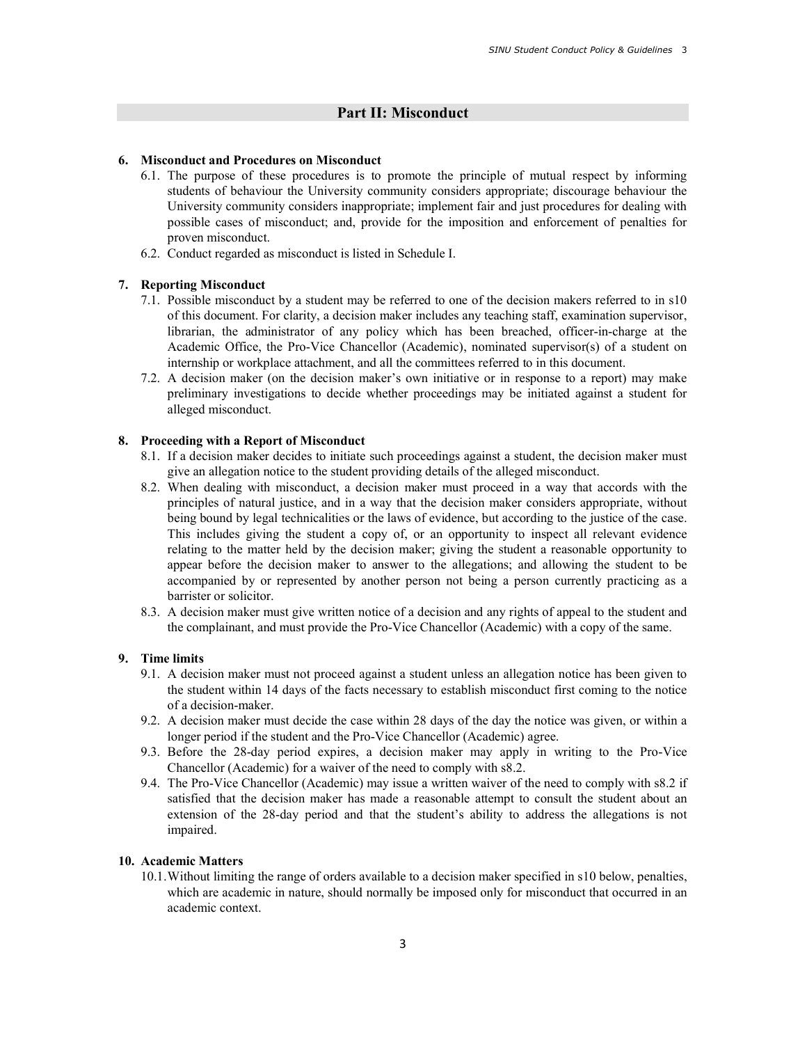## Part II: Misconduct

**6. Misconduct and Procedures on Misconduct**

6.1. The purpose of these procedures is to promote the principle of mutual respect by informing students of behaviour the University community considers appropriate; discourage behaviour the University community considers inappropriate; implement fair and just procedures for dealing with possible cases of misconduct; and, provide for the imposition and enforcement of penalties for proven misconduct.

6.2. Conduct regarded as misconduct is listed in Schedule I.

**7. Reporting Misconduct**

7.1. Possible misconduct by a student may be referred to one of the decision makers referred to in s10 of this document. For clarity, a decision maker includes any teaching staff, examination supervisor, librarian, the administrator of any policy which has been breached, officer-in-charge at the Academic Office, the Pro-Vice Chancellor (Academic), nominated supervisor(s) of a student on internship or workplace attachment, and all the committees referred to in this document.

7.2. A decision maker (on the decision maker's own initiative or in response to a report) may make preliminary investigations to decide whether proceedings may be initiated against a student for alleged misconduct.

**8. Proceeding with a Report of Misconduct**

8.1. If a decision maker decides to initiate such proceedings against a student, the decision maker must give an allegation notice to the student providing details of the alleged misconduct.

8.2. When dealing with misconduct, a decision maker must proceed in a way that accords with the principles of natural justice, and in a way that the decision maker considers appropriate, without being bound by legal technicalities or the laws of evidence, but according to the justice of the case. This includes giving the student a copy of, or an opportunity to inspect all relevant evidence relating to the matter held by the decision maker; giving the student a reasonable opportunity to appear before the decision maker to answer to the allegations; and allowing the student to be accompanied by or represented by another person not being a person currently practicing as a barrister or solicitor.

8.3. A decision maker must give written notice of a decision and any rights of appeal to the student and the complainant, and must provide the Pro-Vice Chancellor (Academic) with a copy of the same.

**9. Time limits**

9.1. A decision maker must not proceed against a student unless an allegation notice has been given to the student within 14 days of the facts necessary to establish misconduct first coming to the notice of a decision-maker.

9.2. A decision maker must decide the case within 28 days of the day the notice was given, or within a longer period if the student and the Pro-Vice Chancellor (Academic) agree.

9.3. Before the 28-day period expires, a decision maker may apply in writing to the Pro-Vice Chancellor (Academic) for a waiver of the need to comply with s8.2.

9.4. The Pro-Vice Chancellor (Academic) may issue a written waiver of the need to comply with s8.2 if satisfied that the decision maker has made a reasonable attempt to consult the student about an extension of the 28-day period and that the student's ability to address the allegations is not impaired.

**10. Academic Matters**

10.1. Without limiting the range of orders available to a decision maker specified in s10 below, penalties, which are academic in nature, should normally be imposed only for misconduct that occurred in an academic context.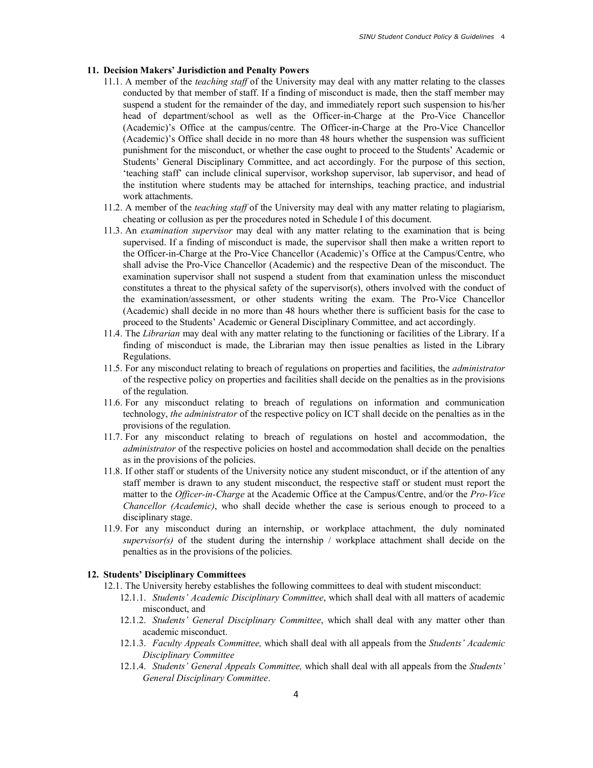## 11. Decision Makers' Jurisdiction and Penalty Powers

11.1. A member of the *teaching staff* of the University may deal with any matter relating to the classes conducted by that member of staff. If a finding of misconduct is made, then the staff member may suspend a student for the remainder of the day, and immediately report such suspension to his/her head of department/school as well as the Officer-in-Charge at the Pro-Vice Chancellor (Academic)'s Office at the campus/centre. The Officer-in-Charge at the Pro-Vice Chancellor (Academic)'s Office shall decide in no more than 48 hours whether the suspension was sufficient punishment for the misconduct, or whether the case ought to proceed to the Students' Academic or Students' General Disciplinary Committee, and act accordingly. For the purpose of this section, 'teaching staff' can include clinical supervisor, workshop supervisor, lab supervisor, and head of the institution where students may be attached for internships, teaching practice, and industrial work attachments.

11.2. A member of the *teaching staff* of the University may deal with any matter relating to plagiarism, cheating or collusion as per the procedures noted in Schedule I of this document.

11.3. An *examination supervisor* may deal with any matter relating to the examination that is being supervised. If a finding of misconduct is made, the supervisor shall then make a written report to the Officer-in-Charge at the Pro-Vice Chancellor (Academic)'s Office at the Campus/Centre, who shall advise the Pro-Vice Chancellor (Academic) and the respective Dean of the misconduct. The examination supervisor shall not suspend a student from that examination unless the misconduct constitutes a threat to the physical safety of the supervisor(s), others involved with the conduct of the examination/assessment, or other students writing the exam. The Pro-Vice Chancellor (Academic) shall decide in no more than 48 hours whether there is sufficient basis for the case to proceed to the Students' Academic or General Disciplinary Committee, and act accordingly.

11.4. The *Librarian* may deal with any matter relating to the functioning or facilities of the Library. If a finding of misconduct is made, the Librarian may then issue penalties as listed in the Library Regulations.

11.5. For any misconduct relating to breach of regulations on properties and facilities, the *administrator* of the respective policy on properties and facilities shall decide on the penalties as in the provisions of the regulation.

11.6. For any misconduct relating to breach of regulations on information and communication technology, *the administrator* of the respective policy on ICT shall decide on the penalties as in the provisions of the regulation.

11.7. For any misconduct relating to breach of regulations on hostel and accommodation, the *administrator* of the respective policies on hostel and accommodation shall decide on the penalties as in the provisions of the policies.

11.8. If other staff or students of the University notice any student misconduct, or if the attention of any staff member is drawn to any student misconduct, the respective staff or student must report the matter to the *Officer-in-Charge* at the Academic Office at the Campus/Centre, and/or the *Pro-Vice Chancellor (Academic)*, who shall decide whether the case is serious enough to proceed to a disciplinary stage.

11.9. For any misconduct during an internship, or workplace attachment, the duly nominated *supervisor(s)* of the student during the internship / workplace attachment shall decide on the penalties as in the provisions of the policies.

## 12. Students' Disciplinary Committees

12.1. The University hereby establishes the following committees to deal with student misconduct:

12.1.1. *Students' Academic Disciplinary Committee*, which shall deal with all matters of academic misconduct, and

12.1.2. *Students' General Disciplinary Committee*, which shall deal with any matter other than academic misconduct.

12.1.3. *Faculty Appeals Committee,* which shall deal with all appeals from the *Students' Academic Disciplinary Committee*

12.1.4. *Students' General Appeals Committee,* which shall deal with all appeals from the *Students' General Disciplinary Committee*.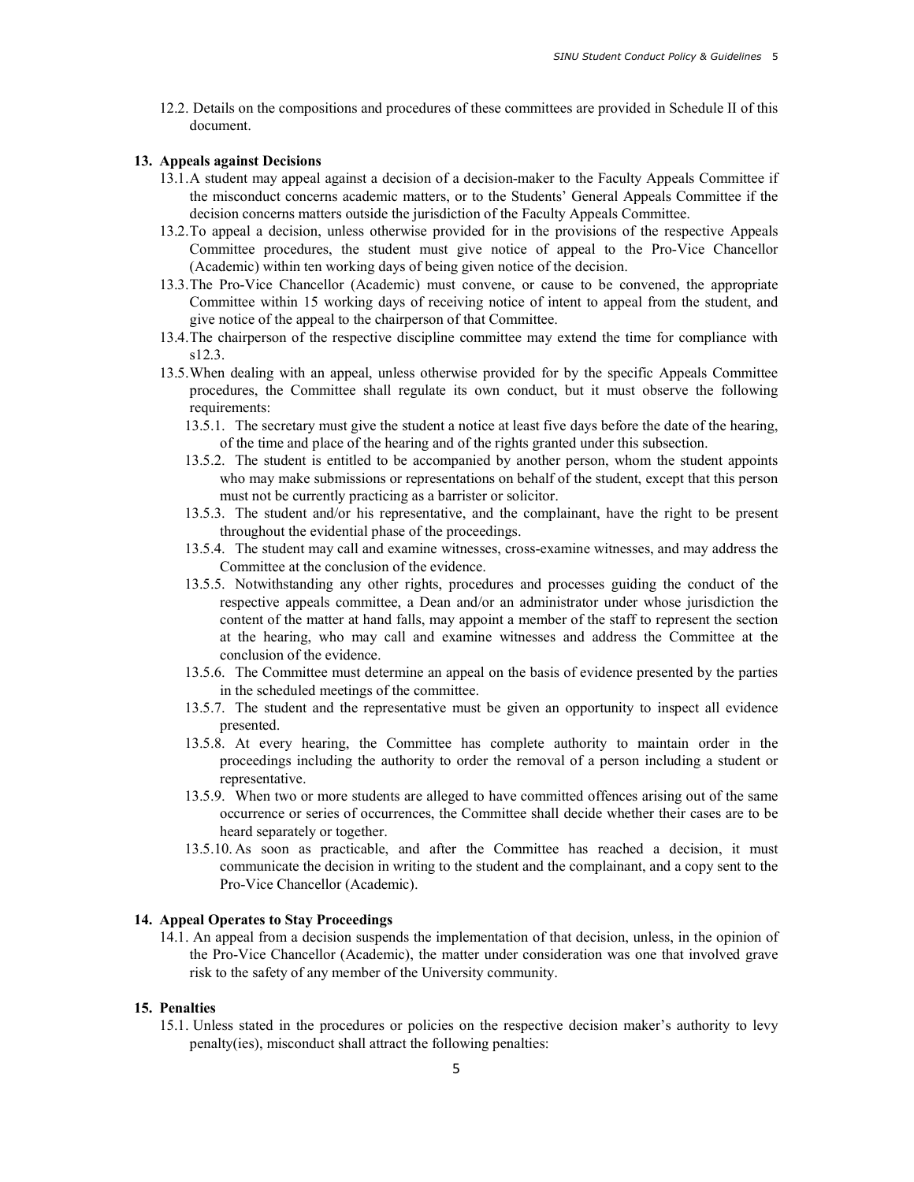12.2. Details on the compositions and procedures of these committees are provided in Schedule II of this document.

## 13. Appeals against Decisions

13.1. A student may appeal against a decision of a decision-maker to the Faculty Appeals Committee if the misconduct concerns academic matters, or to the Students' General Appeals Committee if the decision concerns matters outside the jurisdiction of the Faculty Appeals Committee.

13.2. To appeal a decision, unless otherwise provided for in the provisions of the respective Appeals Committee procedures, the student must give notice of appeal to the Pro-Vice Chancellor (Academic) within ten working days of being given notice of the decision.

13.3. The Pro-Vice Chancellor (Academic) must convene, or cause to be convened, the appropriate Committee within 15 working days of receiving notice of intent to appeal from the student, and give notice of the appeal to the chairperson of that Committee.

13.4. The chairperson of the respective discipline committee may extend the time for compliance with s12.3.

13.5. When dealing with an appeal, unless otherwise provided for by the specific Appeals Committee procedures, the Committee shall regulate its own conduct, but it must observe the following requirements:

- 13.5.1. The secretary must give the student a notice at least five days before the date of the hearing, of the time and place of the hearing and of the rights granted under this subsection.
- 13.5.2. The student is entitled to be accompanied by another person, whom the student appoints who may make submissions or representations on behalf of the student, except that this person must not be currently practicing as a barrister or solicitor.
- 13.5.3. The student and/or his representative, and the complainant, have the right to be present throughout the evidential phase of the proceedings.
- 13.5.4. The student may call and examine witnesses, cross-examine witnesses, and may address the Committee at the conclusion of the evidence.
- 13.5.5. Notwithstanding any other rights, procedures and processes guiding the conduct of the respective appeals committee, a Dean and/or an administrator under whose jurisdiction the content of the matter at hand falls, may appoint a member of the staff to represent the section at the hearing, who may call and examine witnesses and address the Committee at the conclusion of the evidence.
- 13.5.6. The Committee must determine an appeal on the basis of evidence presented by the parties in the scheduled meetings of the committee.
- 13.5.7. The student and the representative must be given an opportunity to inspect all evidence presented.
- 13.5.8. At every hearing, the Committee has complete authority to maintain order in the proceedings including the authority to order the removal of a person including a student or representative.
- 13.5.9. When two or more students are alleged to have committed offences arising out of the same occurrence or series of occurrences, the Committee shall decide whether their cases are to be heard separately or together.
- 13.5.10. As soon as practicable, and after the Committee has reached a decision, it must communicate the decision in writing to the student and the complainant, and a copy sent to the Pro-Vice Chancellor (Academic).

## 14. Appeal Operates to Stay Proceedings

14.1. An appeal from a decision suspends the implementation of that decision, unless, in the opinion of the Pro-Vice Chancellor (Academic), the matter under consideration was one that involved grave risk to the safety of any member of the University community.

## 15. Penalties

15.1. Unless stated in the procedures or policies on the respective decision maker's authority to levy penalty(ies), misconduct shall attract the following penalties: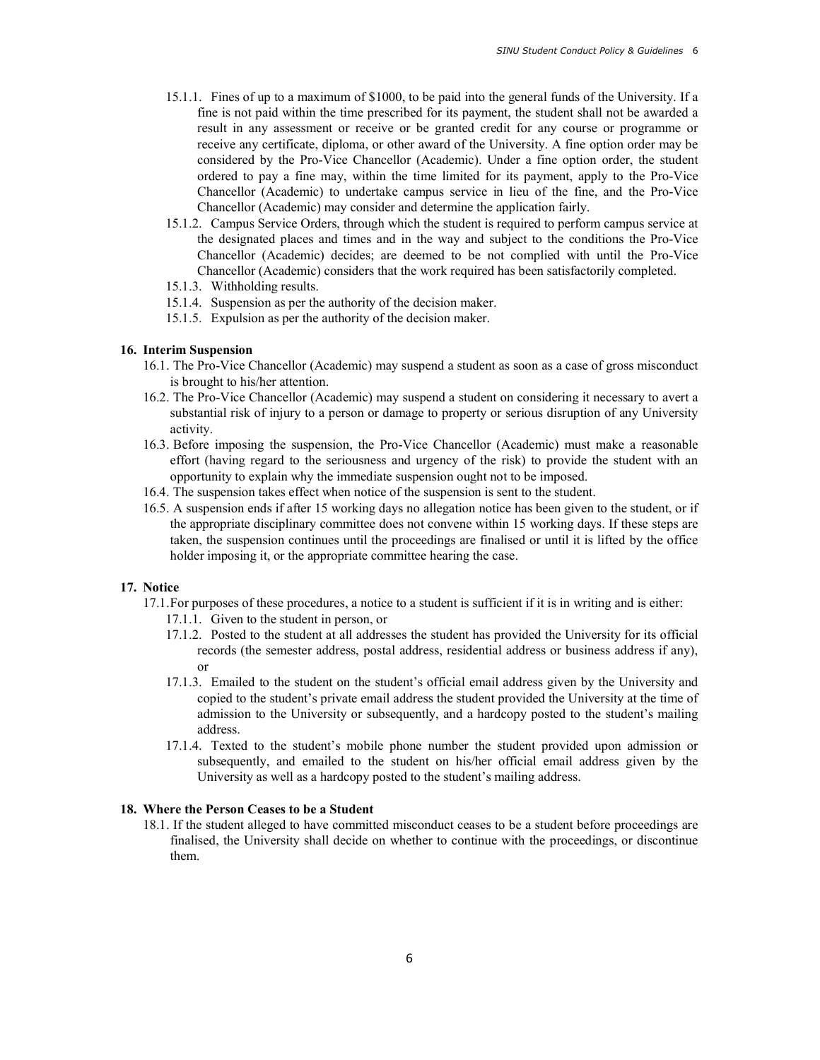15.1.1. Fines of up to a maximum of $1000, to be paid into the general funds of the University. If a fine is not paid within the time prescribed for its payment, the student shall not be awarded a result in any assessment or receive or be granted credit for any course or programme or receive any certificate, diploma, or other award of the University. A fine option order may be considered by the Pro-Vice Chancellor (Academic). Under a fine option order, the student ordered to pay a fine may, within the time limited for its payment, apply to the Pro-Vice Chancellor (Academic) to undertake campus service in lieu of the fine, and the Pro-Vice Chancellor (Academic) may consider and determine the application fairly.

15.1.2. Campus Service Orders, through which the student is required to perform campus service at the designated places and times and in the way and subject to the conditions the Pro-Vice Chancellor (Academic) decides; are deemed to be not complied with until the Pro-Vice Chancellor (Academic) considers that the work required has been satisfactorily completed.

15.1.3. Withholding results.

15.1.4. Suspension as per the authority of the decision maker.

15.1.5. Expulsion as per the authority of the decision maker.

## 16. Interim Suspension

16.1. The Pro-Vice Chancellor (Academic) may suspend a student as soon as a case of gross misconduct is brought to his/her attention.

16.2. The Pro-Vice Chancellor (Academic) may suspend a student on considering it necessary to avert a substantial risk of injury to a person or damage to property or serious disruption of any University activity.

16.3. Before imposing the suspension, the Pro-Vice Chancellor (Academic) must make a reasonable effort (having regard to the seriousness and urgency of the risk) to provide the student with an opportunity to explain why the immediate suspension ought not to be imposed.

16.4. The suspension takes effect when notice of the suspension is sent to the student.

16.5. A suspension ends if after 15 working days no allegation notice has been given to the student, or if the appropriate disciplinary committee does not convene within 15 working days. If these steps are taken, the suspension continues until the proceedings are finalised or until it is lifted by the office holder imposing it, or the appropriate committee hearing the case.

## 17. Notice

17.1. For purposes of these procedures, a notice to a student is sufficient if it is in writing and is either:

17.1.1. Given to the student in person, or

17.1.2. Posted to the student at all addresses the student has provided the University for its official records (the semester address, postal address, residential address or business address if any), or

17.1.3. Emailed to the student on the student's official email address given by the University and copied to the student's private email address the student provided the University at the time of admission to the University or subsequently, and a hardcopy posted to the student's mailing address.

17.1.4. Texted to the student's mobile phone number the student provided upon admission or subsequently, and emailed to the student on his/her official email address given by the University as well as a hardcopy posted to the student's mailing address.

## 18. Where the Person Ceases to be a Student

18.1. If the student alleged to have committed misconduct ceases to be a student before proceedings are finalised, the University shall decide on whether to continue with the proceedings, or discontinue them.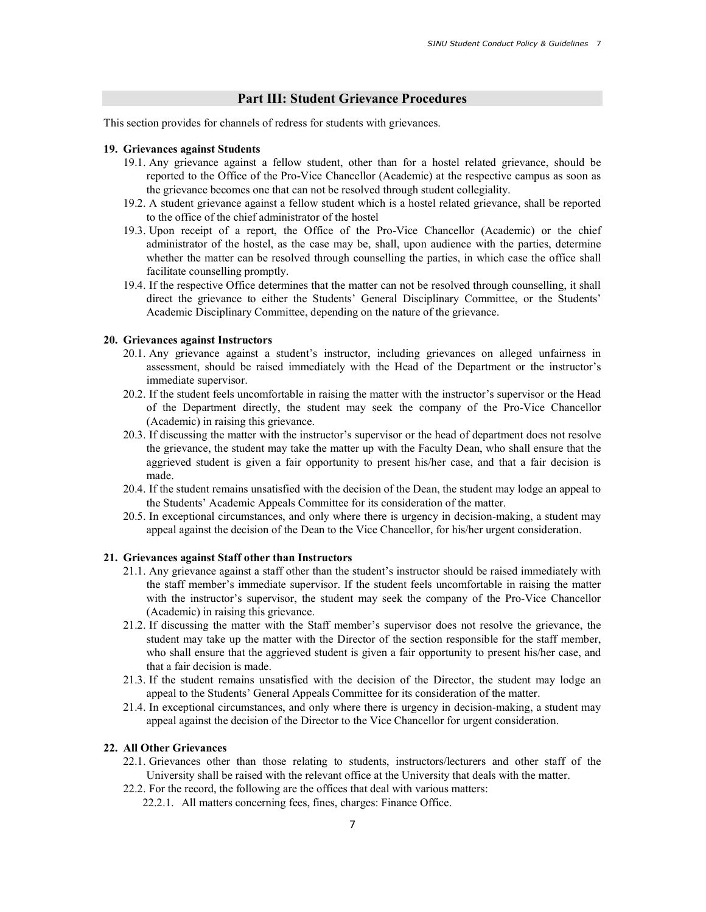## Part III: Student Grievance Procedures

This section provides for channels of redress for students with grievances.

**19. Grievances against Students**

19.1. Any grievance against a fellow student, other than for a hostel related grievance, should be reported to the Office of the Pro-Vice Chancellor (Academic) at the respective campus as soon as the grievance becomes one that can not be resolved through student collegiality.

19.2. A student grievance against a fellow student which is a hostel related grievance, shall be reported to the office of the chief administrator of the hostel

19.3. Upon receipt of a report, the Office of the Pro-Vice Chancellor (Academic) or the chief administrator of the hostel, as the case may be, shall, upon audience with the parties, determine whether the matter can be resolved through counselling the parties, in which case the office shall facilitate counselling promptly.

19.4. If the respective Office determines that the matter can not be resolved through counselling, it shall direct the grievance to either the Students' General Disciplinary Committee, or the Students' Academic Disciplinary Committee, depending on the nature of the grievance.

**20. Grievances against Instructors**

20.1. Any grievance against a student's instructor, including grievances on alleged unfairness in assessment, should be raised immediately with the Head of the Department or the instructor's immediate supervisor.

20.2. If the student feels uncomfortable in raising the matter with the instructor's supervisor or the Head of the Department directly, the student may seek the company of the Pro-Vice Chancellor (Academic) in raising this grievance.

20.3. If discussing the matter with the instructor's supervisor or the head of department does not resolve the grievance, the student may take the matter up with the Faculty Dean, who shall ensure that the aggrieved student is given a fair opportunity to present his/her case, and that a fair decision is made.

20.4. If the student remains unsatisfied with the decision of the Dean, the student may lodge an appeal to the Students' Academic Appeals Committee for its consideration of the matter.

20.5. In exceptional circumstances, and only where there is urgency in decision-making, a student may appeal against the decision of the Dean to the Vice Chancellor, for his/her urgent consideration.

**21. Grievances against Staff other than Instructors**

21.1. Any grievance against a staff other than the student's instructor should be raised immediately with the staff member's immediate supervisor. If the student feels uncomfortable in raising the matter with the instructor's supervisor, the student may seek the company of the Pro-Vice Chancellor (Academic) in raising this grievance.

21.2. If discussing the matter with the Staff member's supervisor does not resolve the grievance, the student may take up the matter with the Director of the section responsible for the staff member, who shall ensure that the aggrieved student is given a fair opportunity to present his/her case, and that a fair decision is made.

21.3. If the student remains unsatisfied with the decision of the Director, the student may lodge an appeal to the Students' General Appeals Committee for its consideration of the matter.

21.4. In exceptional circumstances, and only where there is urgency in decision-making, a student may appeal against the decision of the Director to the Vice Chancellor for urgent consideration.

**22. All Other Grievances**

22.1. Grievances other than those relating to students, instructors/lecturers and other staff of the University shall be raised with the relevant office at the University that deals with the matter.

22.2. For the record, the following are the offices that deal with various matters:

22.2.1. All matters concerning fees, fines, charges: Finance Office.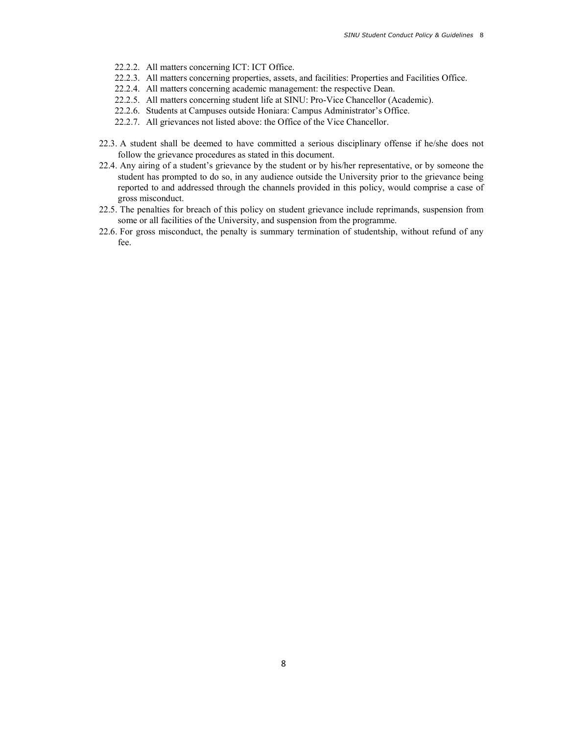22.2.2. All matters concerning ICT: ICT Office.
22.2.3. All matters concerning properties, assets, and facilities: Properties and Facilities Office.
22.2.4. All matters concerning academic management: the respective Dean.
22.2.5. All matters concerning student life at SINU: Pro-Vice Chancellor (Academic).
22.2.6. Students at Campuses outside Honiara: Campus Administrator's Office.
22.2.7. All grievances not listed above: the Office of the Vice Chancellor.

22.3. A student shall be deemed to have committed a serious disciplinary offense if he/she does not follow the grievance procedures as stated in this document.

22.4. Any airing of a student's grievance by the student or by his/her representative, or by someone the student has prompted to do so, in any audience outside the University prior to the grievance being reported to and addressed through the channels provided in this policy, would comprise a case of gross misconduct.

22.5. The penalties for breach of this policy on student grievance include reprimands, suspension from some or all facilities of the University, and suspension from the programme.

22.6. For gross misconduct, the penalty is summary termination of studentship, without refund of any fee.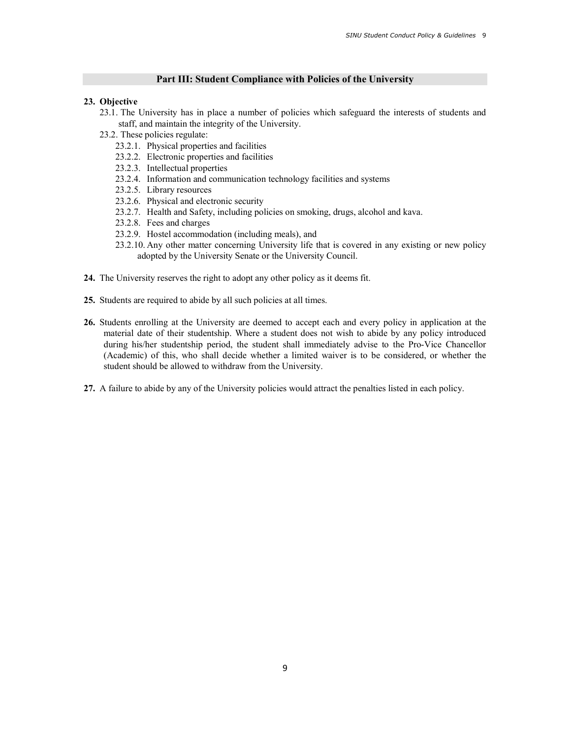## Part III: Student Compliance with Policies of the University

**23. Objective**

23.1. The University has in place a number of policies which safeguard the interests of students and staff, and maintain the integrity of the University.

23.2. These policies regulate:

- 23.2.1. Physical properties and facilities
- 23.2.2. Electronic properties and facilities
- 23.2.3. Intellectual properties
- 23.2.4. Information and communication technology facilities and systems
- 23.2.5. Library resources
- 23.2.6. Physical and electronic security
- 23.2.7. Health and Safety, including policies on smoking, drugs, alcohol and kava.
- 23.2.8. Fees and charges
- 23.2.9. Hostel accommodation (including meals), and
- 23.2.10. Any other matter concerning University life that is covered in any existing or new policy adopted by the University Senate or the University Council.

**24.** The University reserves the right to adopt any other policy as it deems fit.

**25.** Students are required to abide by all such policies at all times.

**26.** Students enrolling at the University are deemed to accept each and every policy in application at the material date of their studentship. Where a student does not wish to abide by any policy introduced during his/her studentship period, the student shall immediately advise to the Pro-Vice Chancellor (Academic) of this, who shall decide whether a limited waiver is to be considered, or whether the student should be allowed to withdraw from the University.

**27.** A failure to abide by any of the University policies would attract the penalties listed in each policy.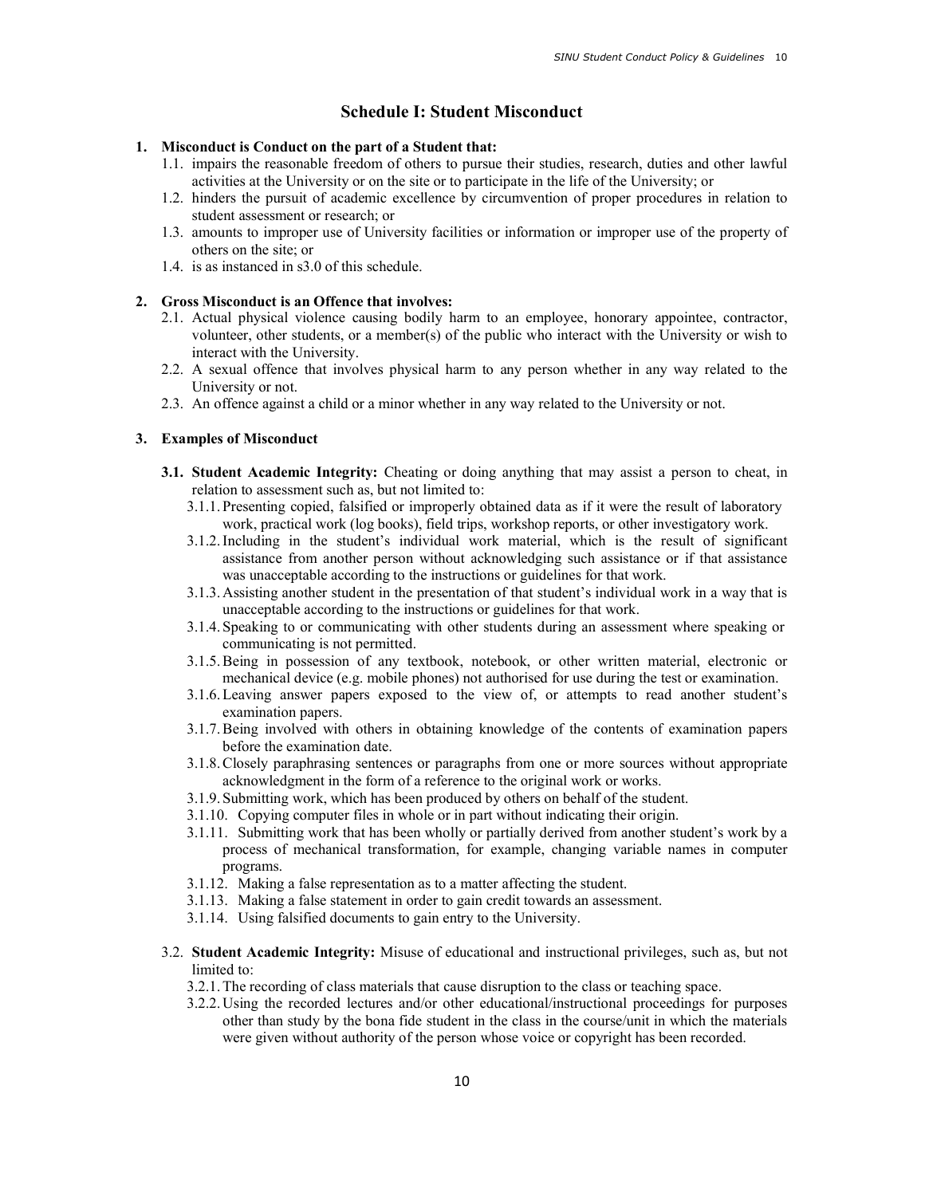## Schedule I: Student Misconduct

**1. Misconduct is Conduct on the part of a Student that:**

1.1. impairs the reasonable freedom of others to pursue their studies, research, duties and other lawful activities at the University or on the site or to participate in the life of the University; or

1.2. hinders the pursuit of academic excellence by circumvention of proper procedures in relation to student assessment or research; or

1.3. amounts to improper use of University facilities or information or improper use of the property of others on the site; or

1.4. is as instanced in s3.0 of this schedule.

**2. Gross Misconduct is an Offence that involves:**

2.1. Actual physical violence causing bodily harm to an employee, honorary appointee, contractor, volunteer, other students, or a member(s) of the public who interact with the University or wish to interact with the University.

2.2. A sexual offence that involves physical harm to any person whether in any way related to the University or not.

2.3. An offence against a child or a minor whether in any way related to the University or not.

**3. Examples of Misconduct**

**3.1. Student Academic Integrity:** Cheating or doing anything that may assist a person to cheat, in relation to assessment such as, but not limited to:

3.1.1. Presenting copied, falsified or improperly obtained data as if it were the result of laboratory work, practical work (log books), field trips, workshop reports, or other investigatory work.

3.1.2. Including in the student's individual work material, which is the result of significant assistance from another person without acknowledging such assistance or if that assistance was unacceptable according to the instructions or guidelines for that work.

3.1.3. Assisting another student in the presentation of that student's individual work in a way that is unacceptable according to the instructions or guidelines for that work.

3.1.4. Speaking to or communicating with other students during an assessment where speaking or communicating is not permitted.

3.1.5. Being in possession of any textbook, notebook, or other written material, electronic or mechanical device (e.g. mobile phones) not authorised for use during the test or examination.

3.1.6. Leaving answer papers exposed to the view of, or attempts to read another student's examination papers.

3.1.7. Being involved with others in obtaining knowledge of the contents of examination papers before the examination date.

3.1.8. Closely paraphrasing sentences or paragraphs from one or more sources without appropriate acknowledgment in the form of a reference to the original work or works.

3.1.9. Submitting work, which has been produced by others on behalf of the student.

3.1.10. Copying computer files in whole or in part without indicating their origin.

3.1.11. Submitting work that has been wholly or partially derived from another student's work by a process of mechanical transformation, for example, changing variable names in computer programs.

3.1.12. Making a false representation as to a matter affecting the student.

3.1.13. Making a false statement in order to gain credit towards an assessment.

3.1.14. Using falsified documents to gain entry to the University.

**3.2. Student Academic Integrity:** Misuse of educational and instructional privileges, such as, but not limited to:

3.2.1. The recording of class materials that cause disruption to the class or teaching space.

3.2.2. Using the recorded lectures and/or other educational/instructional proceedings for purposes other than study by the bona fide student in the class in the course/unit in which the materials were given without authority of the person whose voice or copyright has been recorded.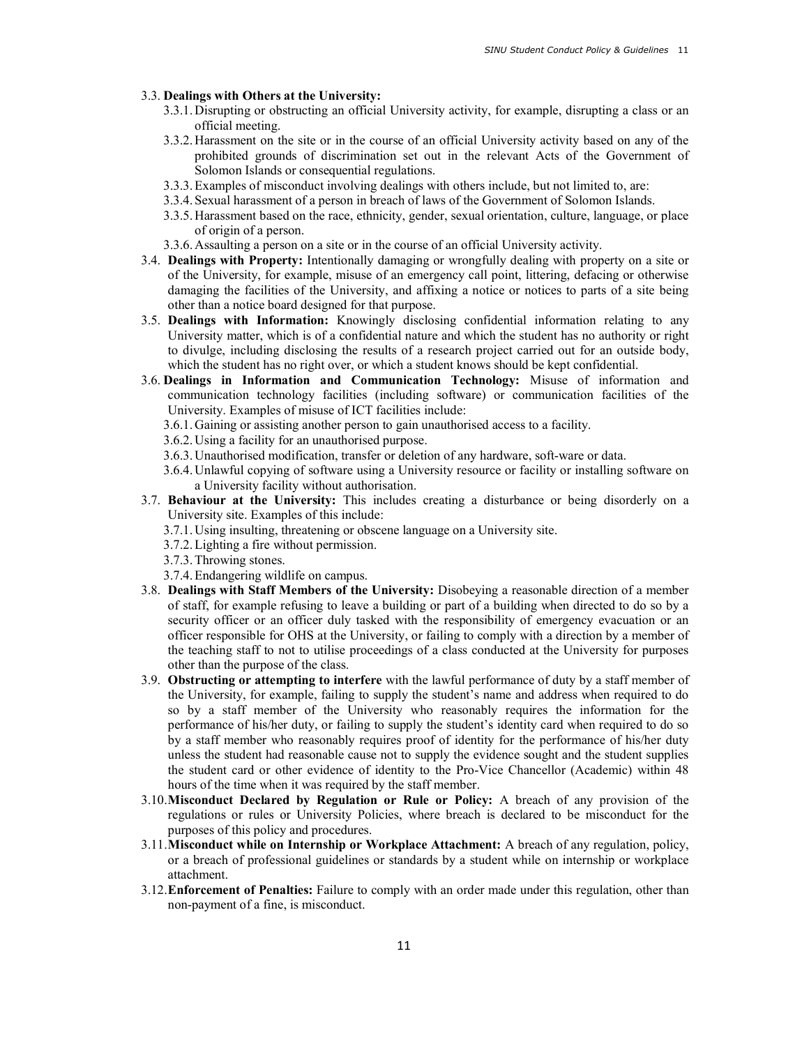3.3. **Dealings with Others at the University:**

- 3.3.1. Disrupting or obstructing an official University activity, for example, disrupting a class or an official meeting.
- 3.3.2. Harassment on the site or in the course of an official University activity based on any of the prohibited grounds of discrimination set out in the relevant Acts of the Government of Solomon Islands or consequential regulations.
- 3.3.3. Examples of misconduct involving dealings with others include, but not limited to, are:
- 3.3.4. Sexual harassment of a person in breach of laws of the Government of Solomon Islands.
- 3.3.5. Harassment based on the race, ethnicity, gender, sexual orientation, culture, language, or place of origin of a person.
- 3.3.6. Assaulting a person on a site or in the course of an official University activity.

3.4. **Dealings with Property:** Intentionally damaging or wrongfully dealing with property on a site or of the University, for example, misuse of an emergency call point, littering, defacing or otherwise damaging the facilities of the University, and affixing a notice or notices to parts of a site being other than a notice board designed for that purpose.

3.5. **Dealings with Information:** Knowingly disclosing confidential information relating to any University matter, which is of a confidential nature and which the student has no authority or right to divulge, including disclosing the results of a research project carried out for an outside body, which the student has no right over, or which a student knows should be kept confidential.

3.6. **Dealings in Information and Communication Technology:** Misuse of information and communication technology facilities (including software) or communication facilities of the University. Examples of misuse of ICT facilities include:

- 3.6.1. Gaining or assisting another person to gain unauthorised access to a facility.
- 3.6.2. Using a facility for an unauthorised purpose.
- 3.6.3. Unauthorised modification, transfer or deletion of any hardware, soft-ware or data.
- 3.6.4. Unlawful copying of software using a University resource or facility or installing software on a University facility without authorisation.

3.7. **Behaviour at the University:** This includes creating a disturbance or being disorderly on a University site. Examples of this include:

- 3.7.1. Using insulting, threatening or obscene language on a University site.
- 3.7.2. Lighting a fire without permission.
- 3.7.3. Throwing stones.
- 3.7.4. Endangering wildlife on campus.

3.8. **Dealings with Staff Members of the University:** Disobeying a reasonable direction of a member of staff, for example refusing to leave a building or part of a building when directed to do so by a security officer or an officer duly tasked with the responsibility of emergency evacuation or an officer responsible for OHS at the University, or failing to comply with a direction by a member of the teaching staff to not to utilise proceedings of a class conducted at the University for purposes other than the purpose of the class.

3.9. **Obstructing or attempting to interfere** with the lawful performance of duty by a staff member of the University, for example, failing to supply the student's name and address when required to do so by a staff member of the University who reasonably requires the information for the performance of his/her duty, or failing to supply the student's identity card when required to do so by a staff member who reasonably requires proof of identity for the performance of his/her duty unless the student had reasonable cause not to supply the evidence sought and the student supplies the student card or other evidence of identity to the Pro-Vice Chancellor (Academic) within 48 hours of the time when it was required by the staff member.

3.10. **Misconduct Declared by Regulation or Rule or Policy:** A breach of any provision of the regulations or rules or University Policies, where breach is declared to be misconduct for the purposes of this policy and procedures.

3.11. **Misconduct while on Internship or Workplace Attachment:** A breach of any regulation, policy, or a breach of professional guidelines or standards by a student while on internship or workplace attachment.

3.12. **Enforcement of Penalties:** Failure to comply with an order made under this regulation, other than non-payment of a fine, is misconduct.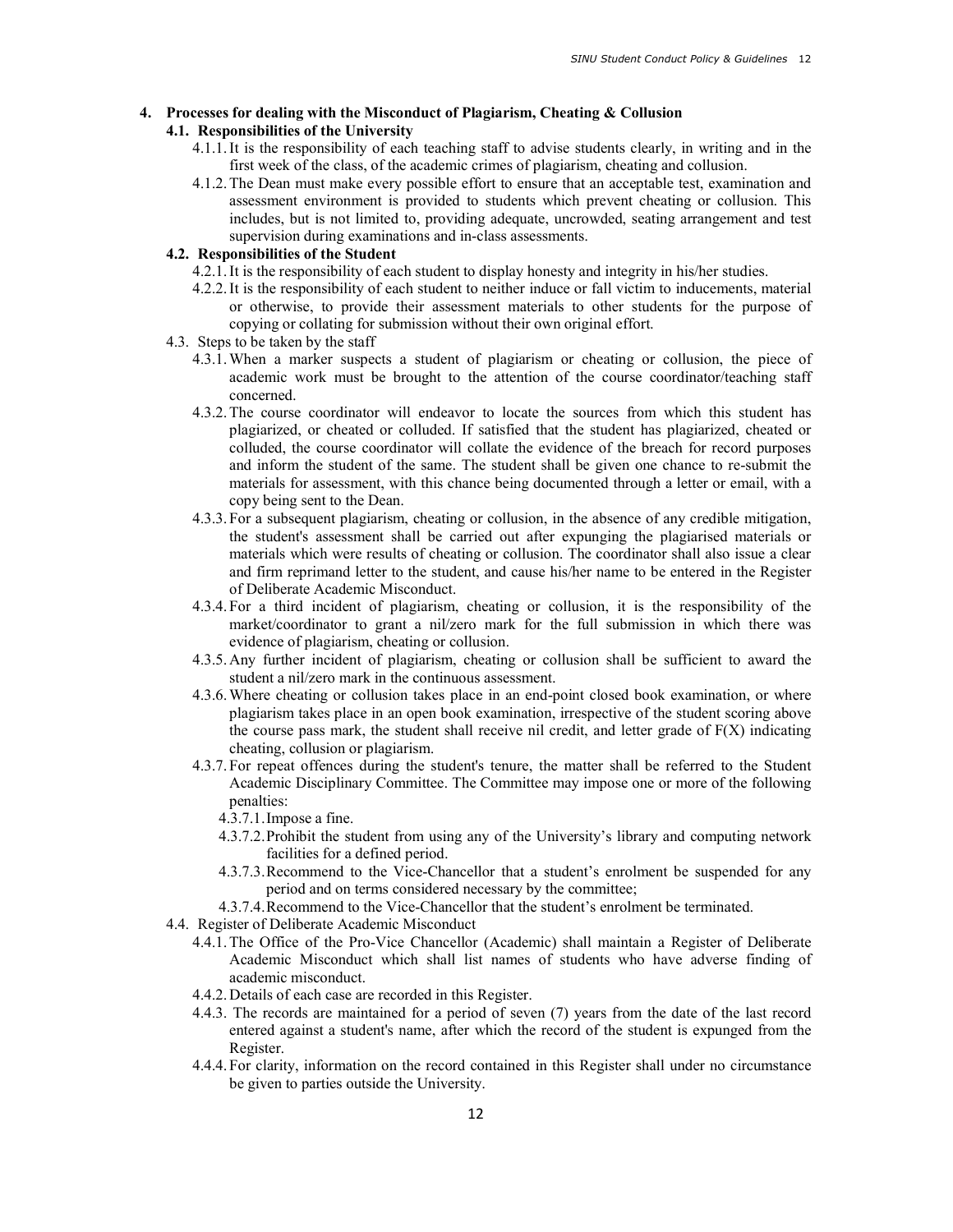## 4. Processes for dealing with the Misconduct of Plagiarism, Cheating & Collusion

### 4.1. Responsibilities of the University

4.1.1. It is the responsibility of each teaching staff to advise students clearly, in writing and in the first week of the class, of the academic crimes of plagiarism, cheating and collusion.

4.1.2. The Dean must make every possible effort to ensure that an acceptable test, examination and assessment environment is provided to students which prevent cheating or collusion. This includes, but is not limited to, providing adequate, uncrowded, seating arrangement and test supervision during examinations and in-class assessments.

### 4.2. Responsibilities of the Student

4.2.1. It is the responsibility of each student to display honesty and integrity in his/her studies.

4.2.2. It is the responsibility of each student to neither induce or fall victim to inducements, material or otherwise, to provide their assessment materials to other students for the purpose of copying or collating for submission without their own original effort.

### 4.3. Steps to be taken by the staff

4.3.1. When a marker suspects a student of plagiarism or cheating or collusion, the piece of academic work must be brought to the attention of the course coordinator/teaching staff concerned.

4.3.2. The course coordinator will endeavor to locate the sources from which this student has plagiarized, or cheated or colluded. If satisfied that the student has plagiarized, cheated or colluded, the course coordinator will collate the evidence of the breach for record purposes and inform the student of the same. The student shall be given one chance to re-submit the materials for assessment, with this chance being documented through a letter or email, with a copy being sent to the Dean.

4.3.3. For a subsequent plagiarism, cheating or collusion, in the absence of any credible mitigation, the student's assessment shall be carried out after expunging the plagiarised materials or materials which were results of cheating or collusion. The coordinator shall also issue a clear and firm reprimand letter to the student, and cause his/her name to be entered in the Register of Deliberate Academic Misconduct.

4.3.4. For a third incident of plagiarism, cheating or collusion, it is the responsibility of the market/coordinator to grant a nil/zero mark for the full submission in which there was evidence of plagiarism, cheating or collusion.

4.3.5. Any further incident of plagiarism, cheating or collusion shall be sufficient to award the student a nil/zero mark in the continuous assessment.

4.3.6. Where cheating or collusion takes place in an end-point closed book examination, or where plagiarism takes place in an open book examination, irrespective of the student scoring above the course pass mark, the student shall receive nil credit, and letter grade of F(X) indicating cheating, collusion or plagiarism.

4.3.7. For repeat offences during the student's tenure, the matter shall be referred to the Student Academic Disciplinary Committee. The Committee may impose one or more of the following penalties:

4.3.7.1. Impose a fine.

4.3.7.2. Prohibit the student from using any of the University's library and computing network facilities for a defined period.

4.3.7.3. Recommend to the Vice-Chancellor that a student's enrolment be suspended for any period and on terms considered necessary by the committee;

4.3.7.4. Recommend to the Vice-Chancellor that the student's enrolment be terminated.

### 4.4. Register of Deliberate Academic Misconduct

4.4.1. The Office of the Pro-Vice Chancellor (Academic) shall maintain a Register of Deliberate Academic Misconduct which shall list names of students who have adverse finding of academic misconduct.

4.4.2. Details of each case are recorded in this Register.

4.4.3. The records are maintained for a period of seven (7) years from the date of the last record entered against a student's name, after which the record of the student is expunged from the Register.

4.4.4. For clarity, information on the record contained in this Register shall under no circumstance be given to parties outside the University.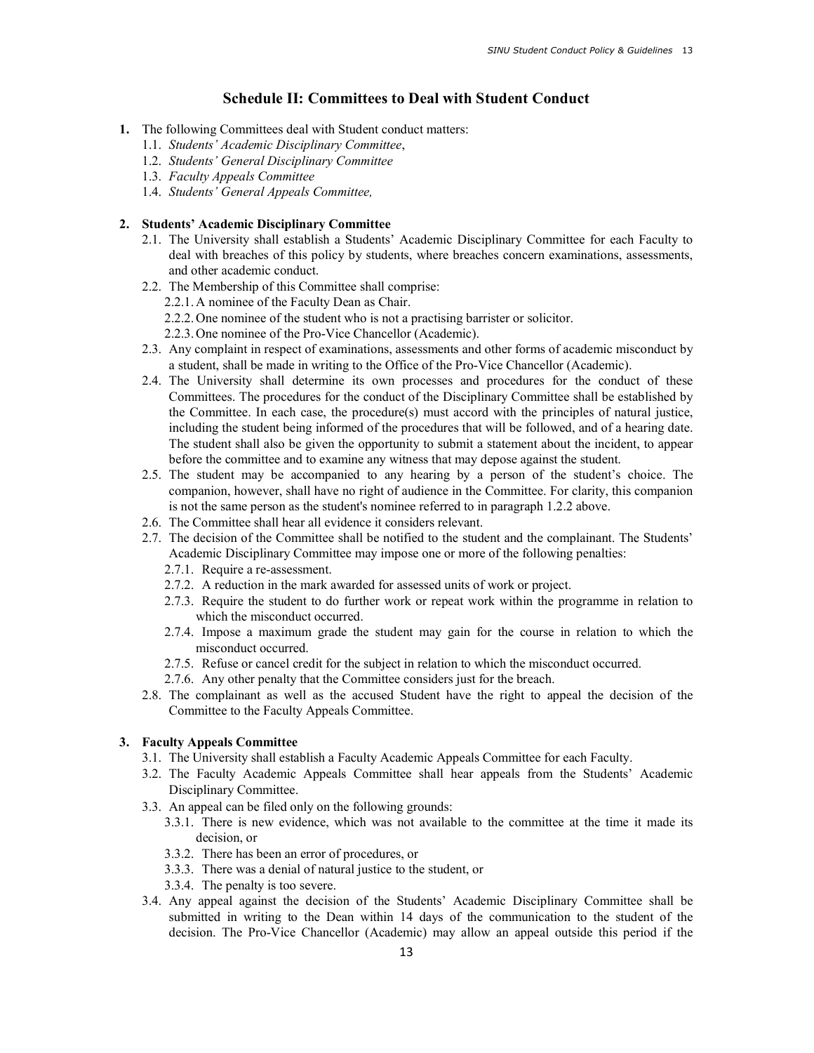## Schedule II: Committees to Deal with Student Conduct

1. The following Committees deal with Student conduct matters:
   1.1. *Students' Academic Disciplinary Committee*,
   1.2. *Students' General Disciplinary Committee*
   1.3. *Faculty Appeals Committee*
   1.4. *Students' General Appeals Committee,*

2. **Students' Academic Disciplinary Committee**
   2.1. The University shall establish a Students' Academic Disciplinary Committee for each Faculty to deal with breaches of this policy by students, where breaches concern examinations, assessments, and other academic conduct.
   2.2. The Membership of this Committee shall comprise:
      2.2.1. A nominee of the Faculty Dean as Chair.
      2.2.2. One nominee of the student who is not a practising barrister or solicitor.
      2.2.3. One nominee of the Pro-Vice Chancellor (Academic).
   2.3. Any complaint in respect of examinations, assessments and other forms of academic misconduct by a student, shall be made in writing to the Office of the Pro-Vice Chancellor (Academic).
   2.4. The University shall determine its own processes and procedures for the conduct of these Committees. The procedures for the conduct of the Disciplinary Committee shall be established by the Committee. In each case, the procedure(s) must accord with the principles of natural justice, including the student being informed of the procedures that will be followed, and of a hearing date. The student shall also be given the opportunity to submit a statement about the incident, to appear before the committee and to examine any witness that may depose against the student.
   2.5. The student may be accompanied to any hearing by a person of the student's choice. The companion, however, shall have no right of audience in the Committee. For clarity, this companion is not the same person as the student's nominee referred to in paragraph 1.2.2 above.
   2.6. The Committee shall hear all evidence it considers relevant.
   2.7. The decision of the Committee shall be notified to the student and the complainant. The Students' Academic Disciplinary Committee may impose one or more of the following penalties:
      2.7.1. Require a re-assessment.
      2.7.2. A reduction in the mark awarded for assessed units of work or project.
      2.7.3. Require the student to do further work or repeat work within the programme in relation to which the misconduct occurred.
      2.7.4. Impose a maximum grade the student may gain for the course in relation to which the misconduct occurred.
      2.7.5. Refuse or cancel credit for the subject in relation to which the misconduct occurred.
      2.7.6. Any other penalty that the Committee considers just for the breach.
   2.8. The complainant as well as the accused Student have the right to appeal the decision of the Committee to the Faculty Appeals Committee.

3. **Faculty Appeals Committee**
   3.1. The University shall establish a Faculty Academic Appeals Committee for each Faculty.
   3.2. The Faculty Academic Appeals Committee shall hear appeals from the Students' Academic Disciplinary Committee.
   3.3. An appeal can be filed only on the following grounds:
      3.3.1. There is new evidence, which was not available to the committee at the time it made its decision, or
      3.3.2. There has been an error of procedures, or
      3.3.3. There was a denial of natural justice to the student, or
      3.3.4. The penalty is too severe.
   3.4. Any appeal against the decision of the Students' Academic Disciplinary Committee shall be submitted in writing to the Dean within 14 days of the communication to the student of the decision. The Pro-Vice Chancellor (Academic) may allow an appeal outside this period if the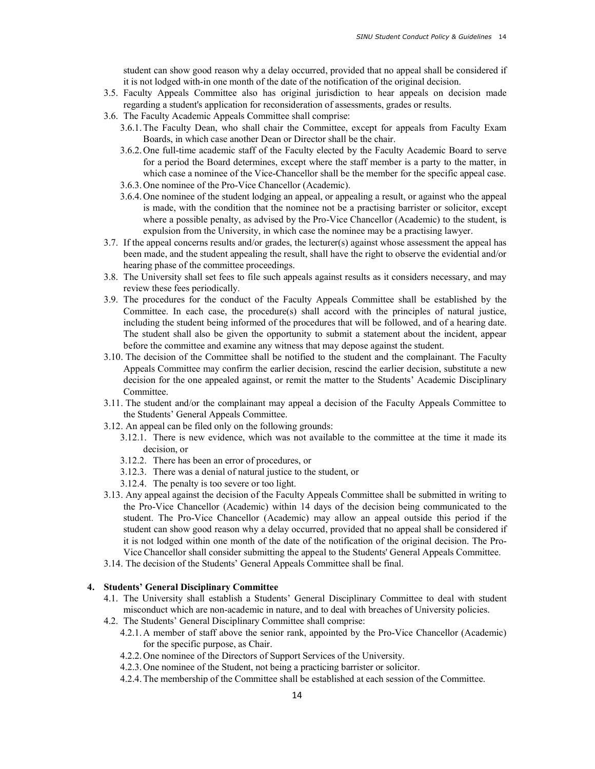student can show good reason why a delay occurred, provided that no appeal shall be considered if it is not lodged with-in one month of the date of the notification of the original decision.

3.5. Faculty Appeals Committee also has original jurisdiction to hear appeals on decision made regarding a student's application for reconsideration of assessments, grades or results.

3.6. The Faculty Academic Appeals Committee shall comprise:

   3.6.1. The Faculty Dean, who shall chair the Committee, except for appeals from Faculty Exam Boards, in which case another Dean or Director shall be the chair.

   3.6.2. One full-time academic staff of the Faculty elected by the Faculty Academic Board to serve for a period the Board determines, except where the staff member is a party to the matter, in which case a nominee of the Vice-Chancellor shall be the member for the specific appeal case.

   3.6.3. One nominee of the Pro-Vice Chancellor (Academic).

   3.6.4. One nominee of the student lodging an appeal, or appealing a result, or against who the appeal is made, with the condition that the nominee not be a practising barrister or solicitor, except where a possible penalty, as advised by the Pro-Vice Chancellor (Academic) to the student, is expulsion from the University, in which case the nominee may be a practising lawyer.

3.7. If the appeal concerns results and/or grades, the lecturer(s) against whose assessment the appeal has been made, and the student appealing the result, shall have the right to observe the evidential and/or hearing phase of the committee proceedings.

3.8. The University shall set fees to file such appeals against results as it considers necessary, and may review these fees periodically.

3.9. The procedures for the conduct of the Faculty Appeals Committee shall be established by the Committee. In each case, the procedure(s) shall accord with the principles of natural justice, including the student being informed of the procedures that will be followed, and of a hearing date. The student shall also be given the opportunity to submit a statement about the incident, appear before the committee and examine any witness that may depose against the student.

3.10. The decision of the Committee shall be notified to the student and the complainant. The Faculty Appeals Committee may confirm the earlier decision, rescind the earlier decision, substitute a new decision for the one appealed against, or remit the matter to the Students' Academic Disciplinary Committee.

3.11. The student and/or the complainant may appeal a decision of the Faculty Appeals Committee to the Students' General Appeals Committee.

3.12. An appeal can be filed only on the following grounds:

   3.12.1. There is new evidence, which was not available to the committee at the time it made its decision, or

   3.12.2. There has been an error of procedures, or

   3.12.3. There was a denial of natural justice to the student, or

   3.12.4. The penalty is too severe or too light.

3.13. Any appeal against the decision of the Faculty Appeals Committee shall be submitted in writing to the Pro-Vice Chancellor (Academic) within 14 days of the decision being communicated to the student. The Pro-Vice Chancellor (Academic) may allow an appeal outside this period if the student can show good reason why a delay occurred, provided that no appeal shall be considered if it is not lodged within one month of the date of the notification of the original decision. The Pro-Vice Chancellor shall consider submitting the appeal to the Students' General Appeals Committee.

3.14. The decision of the Students' General Appeals Committee shall be final.

## 4. Students' General Disciplinary Committee

4.1. The University shall establish a Students' General Disciplinary Committee to deal with student misconduct which are non-academic in nature, and to deal with breaches of University policies.

4.2. The Students' General Disciplinary Committee shall comprise:

   4.2.1. A member of staff above the senior rank, appointed by the Pro-Vice Chancellor (Academic) for the specific purpose, as Chair.

   4.2.2. One nominee of the Directors of Support Services of the University.

   4.2.3. One nominee of the Student, not being a practicing barrister or solicitor.

   4.2.4. The membership of the Committee shall be established at each session of the Committee.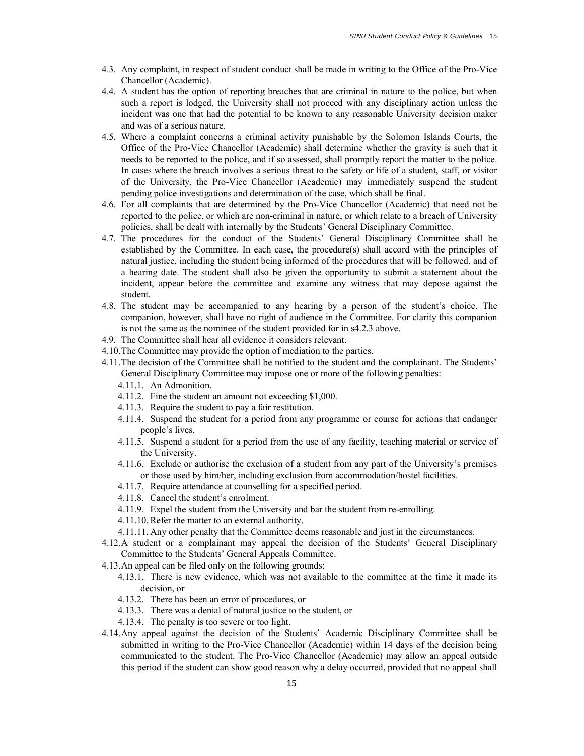4.3. Any complaint, in respect of student conduct shall be made in writing to the Office of the Pro-Vice Chancellor (Academic).

4.4. A student has the option of reporting breaches that are criminal in nature to the police, but when such a report is lodged, the University shall not proceed with any disciplinary action unless the incident was one that had the potential to be known to any reasonable University decision maker and was of a serious nature.

4.5. Where a complaint concerns a criminal activity punishable by the Solomon Islands Courts, the Office of the Pro-Vice Chancellor (Academic) shall determine whether the gravity is such that it needs to be reported to the police, and if so assessed, shall promptly report the matter to the police. In cases where the breach involves a serious threat to the safety or life of a student, staff, or visitor of the University, the Pro-Vice Chancellor (Academic) may immediately suspend the student pending police investigations and determination of the case, which shall be final.

4.6. For all complaints that are determined by the Pro-Vice Chancellor (Academic) that need not be reported to the police, or which are non-criminal in nature, or which relate to a breach of University policies, shall be dealt with internally by the Students' General Disciplinary Committee.

4.7. The procedures for the conduct of the Students' General Disciplinary Committee shall be established by the Committee. In each case, the procedure(s) shall accord with the principles of natural justice, including the student being informed of the procedures that will be followed, and of a hearing date. The student shall also be given the opportunity to submit a statement about the incident, appear before the committee and examine any witness that may depose against the student.

4.8. The student may be accompanied to any hearing by a person of the student's choice. The companion, however, shall have no right of audience in the Committee. For clarity this companion is not the same as the nominee of the student provided for in s4.2.3 above.

4.9. The Committee shall hear all evidence it considers relevant.

4.10. The Committee may provide the option of mediation to the parties.

4.11. The decision of the Committee shall be notified to the student and the complainant. The Students' General Disciplinary Committee may impose one or more of the following penalties:

   4.11.1. An Admonition.

   4.11.2. Fine the student an amount not exceeding $1,000.

   4.11.3. Require the student to pay a fair restitution.

   4.11.4. Suspend the student for a period from any programme or course for actions that endanger people's lives.

   4.11.5. Suspend a student for a period from the use of any facility, teaching material or service of the University.

   4.11.6. Exclude or authorise the exclusion of a student from any part of the University's premises or those used by him/her, including exclusion from accommodation/hostel facilities.

   4.11.7. Require attendance at counselling for a specified period.

   4.11.8. Cancel the student's enrolment.

   4.11.9. Expel the student from the University and bar the student from re-enrolling.

   4.11.10. Refer the matter to an external authority.

   4.11.11. Any other penalty that the Committee deems reasonable and just in the circumstances.

4.12. A student or a complainant may appeal the decision of the Students' General Disciplinary Committee to the Students' General Appeals Committee.

4.13. An appeal can be filed only on the following grounds:

   4.13.1. There is new evidence, which was not available to the committee at the time it made its decision, or

   4.13.2. There has been an error of procedures, or

   4.13.3. There was a denial of natural justice to the student, or

   4.13.4. The penalty is too severe or too light.

4.14. Any appeal against the decision of the Students' Academic Disciplinary Committee shall be submitted in writing to the Pro-Vice Chancellor (Academic) within 14 days of the decision being communicated to the student. The Pro-Vice Chancellor (Academic) may allow an appeal outside this period if the student can show good reason why a delay occurred, provided that no appeal shall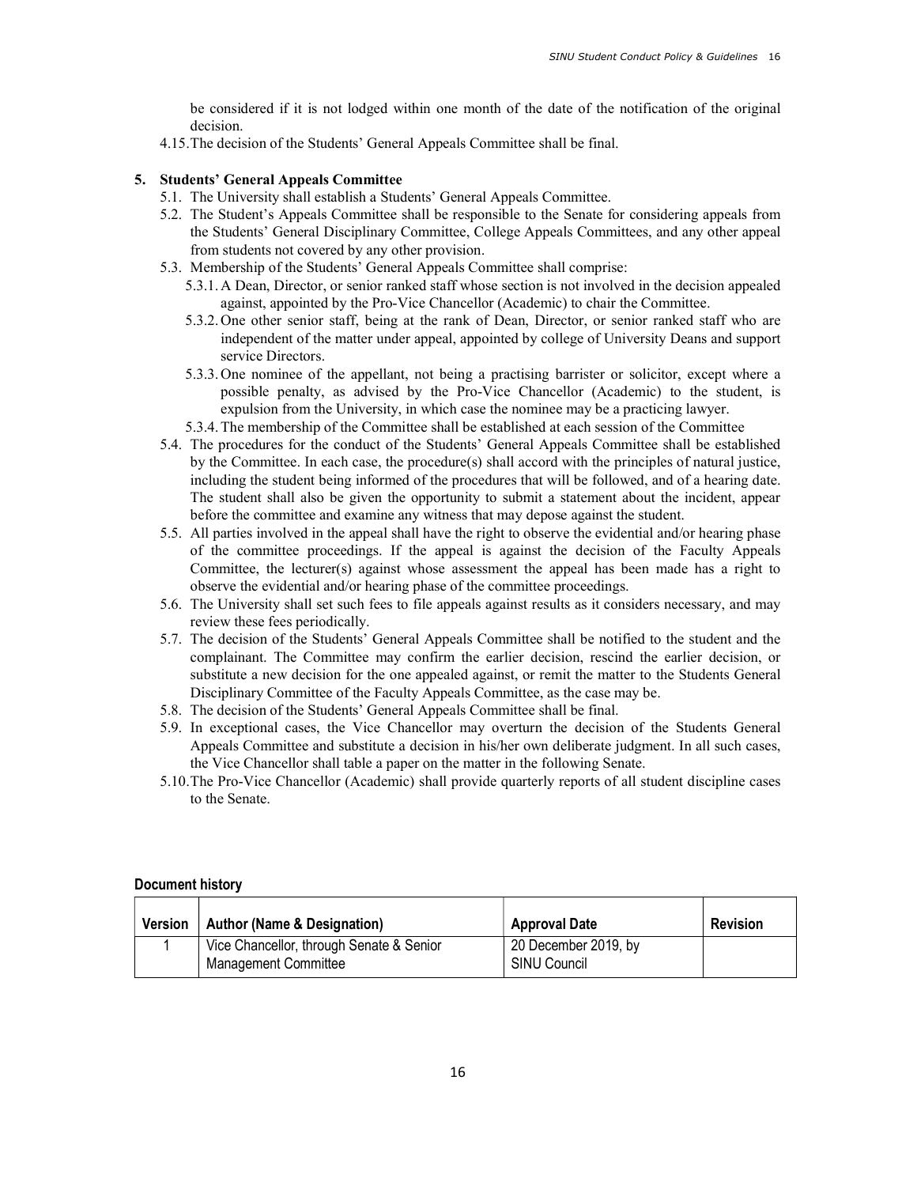be considered if it is not lodged within one month of the date of the notification of the original decision.

4.15. The decision of the Students' General Appeals Committee shall be final.

**5. Students' General Appeals Committee**

5.1. The University shall establish a Students' General Appeals Committee.

5.2. The Student's Appeals Committee shall be responsible to the Senate for considering appeals from the Students' General Disciplinary Committee, College Appeals Committees, and any other appeal from students not covered by any other provision.

5.3. Membership of the Students' General Appeals Committee shall comprise:

5.3.1. A Dean, Director, or senior ranked staff whose section is not involved in the decision appealed against, appointed by the Pro-Vice Chancellor (Academic) to chair the Committee.

5.3.2. One other senior staff, being at the rank of Dean, Director, or senior ranked staff who are independent of the matter under appeal, appointed by college of University Deans and support service Directors.

5.3.3. One nominee of the appellant, not being a practising barrister or solicitor, except where a possible penalty, as advised by the Pro-Vice Chancellor (Academic) to the student, is expulsion from the University, in which case the nominee may be a practicing lawyer.

5.3.4. The membership of the Committee shall be established at each session of the Committee

5.4. The procedures for the conduct of the Students' General Appeals Committee shall be established by the Committee. In each case, the procedure(s) shall accord with the principles of natural justice, including the student being informed of the procedures that will be followed, and of a hearing date. The student shall also be given the opportunity to submit a statement about the incident, appear before the committee and examine any witness that may depose against the student.

5.5. All parties involved in the appeal shall have the right to observe the evidential and/or hearing phase of the committee proceedings. If the appeal is against the decision of the Faculty Appeals Committee, the lecturer(s) against whose assessment the appeal has been made has a right to observe the evidential and/or hearing phase of the committee proceedings.

5.6. The University shall set such fees to file appeals against results as it considers necessary, and may review these fees periodically.

5.7. The decision of the Students' General Appeals Committee shall be notified to the student and the complainant. The Committee may confirm the earlier decision, rescind the earlier decision, or substitute a new decision for the one appealed against, or remit the matter to the Students General Disciplinary Committee of the Faculty Appeals Committee, as the case may be.

5.8. The decision of the Students' General Appeals Committee shall be final.

5.9. In exceptional cases, the Vice Chancellor may overturn the decision of the Students General Appeals Committee and substitute a decision in his/her own deliberate judgment. In all such cases, the Vice Chancellor shall table a paper on the matter in the following Senate.

5.10. The Pro-Vice Chancellor (Academic) shall provide quarterly reports of all student discipline cases to the Senate.

**Document history**

| Version | Author (Name & Designation) | Approval Date | Revision |
|---|---|---|---|
| 1 | Vice Chancellor, through Senate & Senior Management Committee | 20 December 2019, by SINU Council | |